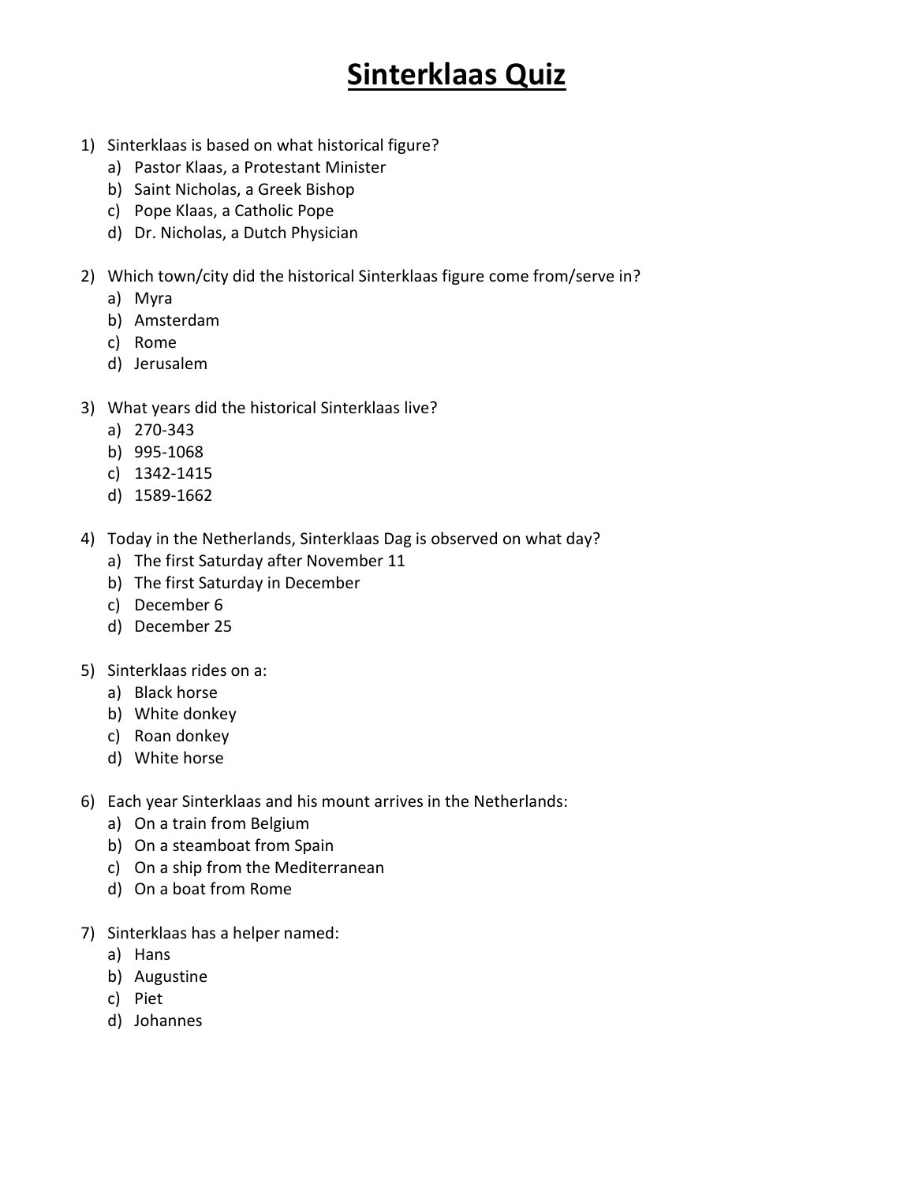# Sinterklaas Quiz

1) Sinterklaas is based on what historical figure?
   a) Pastor Klaas, a Protestant Minister
   b) Saint Nicholas, a Greek Bishop
   c) Pope Klaas, a Catholic Pope
   d) Dr. Nicholas, a Dutch Physician

2) Which town/city did the historical Sinterklaas figure come from/serve in?
   a) Myra
   b) Amsterdam
   c) Rome
   d) Jerusalem

3) What years did the historical Sinterklaas live?
   a) 270-343
   b) 995-1068
   c) 1342-1415
   d) 1589-1662

4) Today in the Netherlands, Sinterklaas Dag is observed on what day?
   a) The first Saturday after November 11
   b) The first Saturday in December
   c) December 6
   d) December 25

5) Sinterklaas rides on a:
   a) Black horse
   b) White donkey
   c) Roan donkey
   d) White horse

6) Each year Sinterklaas and his mount arrives in the Netherlands:
   a) On a train from Belgium
   b) On a steamboat from Spain
   c) On a ship from the Mediterranean
   d) On a boat from Rome

7) Sinterklaas has a helper named:
   a) Hans
   b) Augustine
   c) Piet
   d) Johannes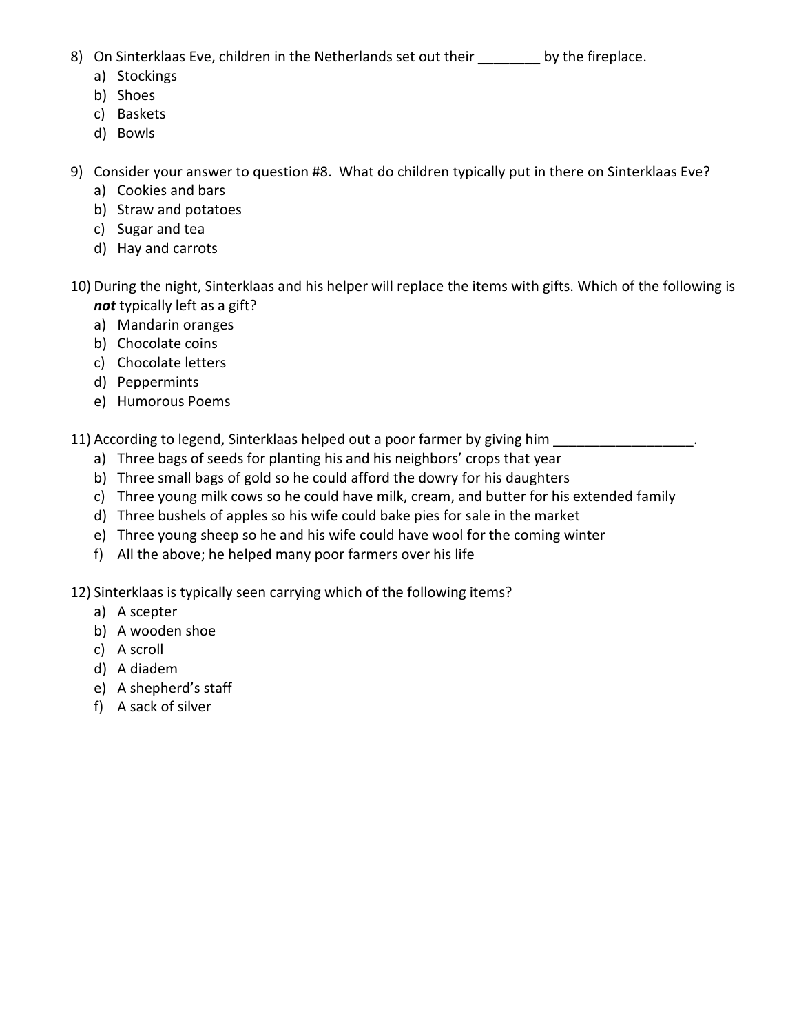8) On Sinterklaas Eve, children in the Netherlands set out their ________ by the fireplace.
   a) Stockings
   b) Shoes
   c) Baskets
   d) Bowls

9) Consider your answer to question #8. What do children typically put in there on Sinterklaas Eve?
   a) Cookies and bars
   b) Straw and potatoes
   c) Sugar and tea
   d) Hay and carrots

10) During the night, Sinterklaas and his helper will replace the items with gifts. Which of the following is ***not*** typically left as a gift?
    a) Mandarin oranges
    b) Chocolate coins
    c) Chocolate letters
    d) Peppermints
    e) Humorous Poems

11) According to legend, Sinterklaas helped out a poor farmer by giving him __________________.
    a) Three bags of seeds for planting his and his neighbors' crops that year
    b) Three small bags of gold so he could afford the dowry for his daughters
    c) Three young milk cows so he could have milk, cream, and butter for his extended family
    d) Three bushels of apples so his wife could bake pies for sale in the market
    e) Three young sheep so he and his wife could have wool for the coming winter
    f) All the above; he helped many poor farmers over his life

12) Sinterklaas is typically seen carrying which of the following items?
    a) A scepter
    b) A wooden shoe
    c) A scroll
    d) A diadem
    e) A shepherd's staff
    f) A sack of silver